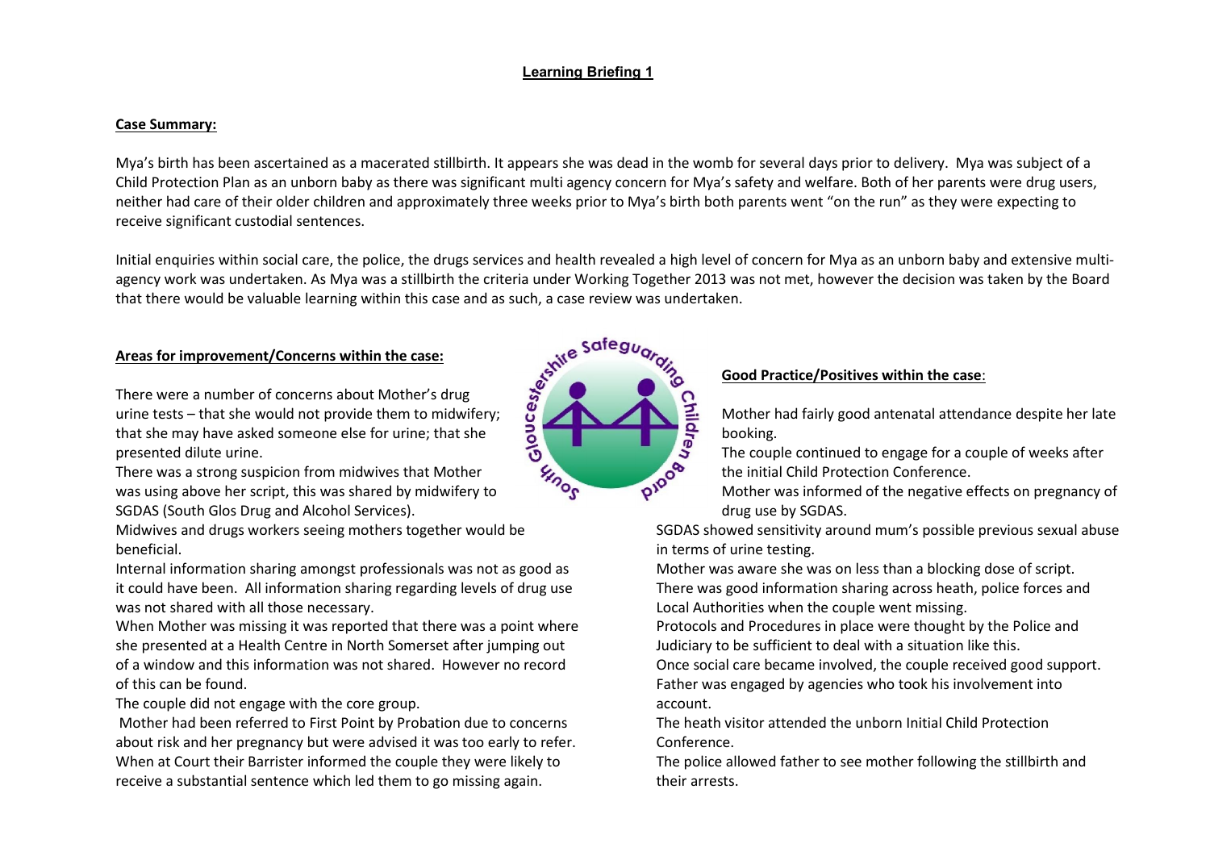## Learning Briefing 1

### Case Summary:

Mya's birth has been ascertained as a macerated stillbirth. It appears she was dead in the womb for several days prior to delivery. Mya was subject of a Child Protection Plan as an unborn baby as there was significant multi agency concern for Mya's safety and welfare. Both of her parents were drug users, neither had care of their older children and approximately three weeks prior to Mya's birth both parents went "on the run" as they were expecting to receive significant custodial sentences.

Initial enquiries within social care, the police, the drugs services and health revealed a high level of concern for Mya as an unborn baby and extensive multi-agency work was undertaken. As Mya was a stillbirth the criteria under Working Together 2013 was not met, however the decision was taken by the Board that there would be valuable learning within this case and as such, a case review was undertaken.

### Areas for improvement/Concerns within the case:

There were a number of concerns about Mother's drug urine tests – that she would not provide them to midwifery; that she may have asked someone else for urine; that she presented dilute urine.

There was a strong suspicion from midwives that Mother was using above her script, this was shared by midwifery to SGDAS (South Glos Drug and Alcohol Services).

Midwives and drugs workers seeing mothers together would be beneficial.

Internal information sharing amongst professionals was not as good as it could have been. All information sharing regarding levels of drug use was not shared with all those necessary.

When Mother was missing it was reported that there was a point where she presented at a Health Centre in North Somerset after jumping out of a window and this information was not shared. However no record of this can be found.

The couple did not engage with the core group.

Mother had been referred to First Point by Probation due to concerns about risk and her pregnancy but were advised it was too early to refer.

When at Court their Barrister informed the couple they were likely to receive a substantial sentence which led them to go missing again.

### Good Practice/Positives within the case:

Mother had fairly good antenatal attendance despite her late booking.

The couple continued to engage for a couple of weeks after the initial Child Protection Conference.

Mother was informed of the negative effects on pregnancy of drug use by SGDAS.

SGDAS showed sensitivity around mum's possible previous sexual abuse in terms of urine testing.

Mother was aware she was on less than a blocking dose of script.

There was good information sharing across heath, police forces and Local Authorities when the couple went missing.

Protocols and Procedures in place were thought by the Police and Judiciary to be sufficient to deal with a situation like this.

Once social care became involved, the couple received good support.

Father was engaged by agencies who took his involvement into account.

The heath visitor attended the unborn Initial Child Protection Conference.

The police allowed father to see mother following the stillbirth and their arrests.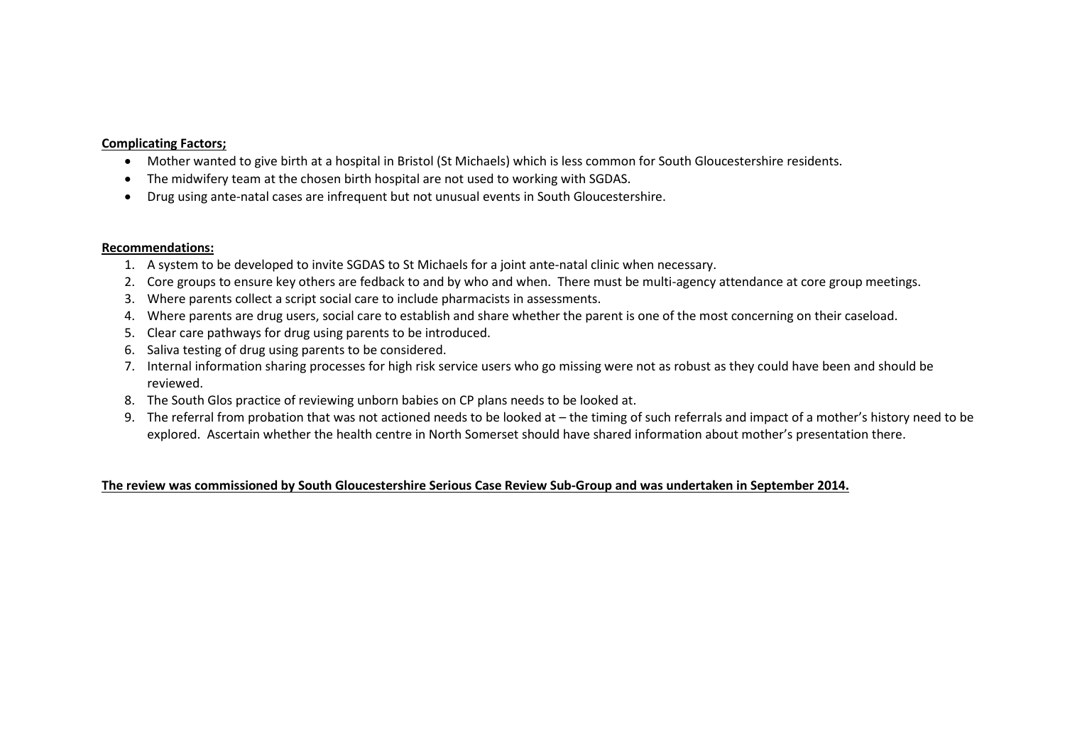**Complicating Factors;**

- Mother wanted to give birth at a hospital in Bristol (St Michaels) which is less common for South Gloucestershire residents.
- The midwifery team at the chosen birth hospital are not used to working with SGDAS.
- Drug using ante-natal cases are infrequent but not unusual events in South Gloucestershire.

**Recommendations:**

1. A system to be developed to invite SGDAS to St Michaels for a joint ante-natal clinic when necessary.
2. Core groups to ensure key others are fedback to and by who and when. There must be multi-agency attendance at core group meetings.
3. Where parents collect a script social care to include pharmacists in assessments.
4. Where parents are drug users, social care to establish and share whether the parent is one of the most concerning on their caseload.
5. Clear care pathways for drug using parents to be introduced.
6. Saliva testing of drug using parents to be considered.
7. Internal information sharing processes for high risk service users who go missing were not as robust as they could have been and should be reviewed.
8. The South Glos practice of reviewing unborn babies on CP plans needs to be looked at.
9. The referral from probation that was not actioned needs to be looked at – the timing of such referrals and impact of a mother's history need to be explored. Ascertain whether the health centre in North Somerset should have shared information about mother's presentation there.

**The review was commissioned by South Gloucestershire Serious Case Review Sub-Group and was undertaken in September 2014.**